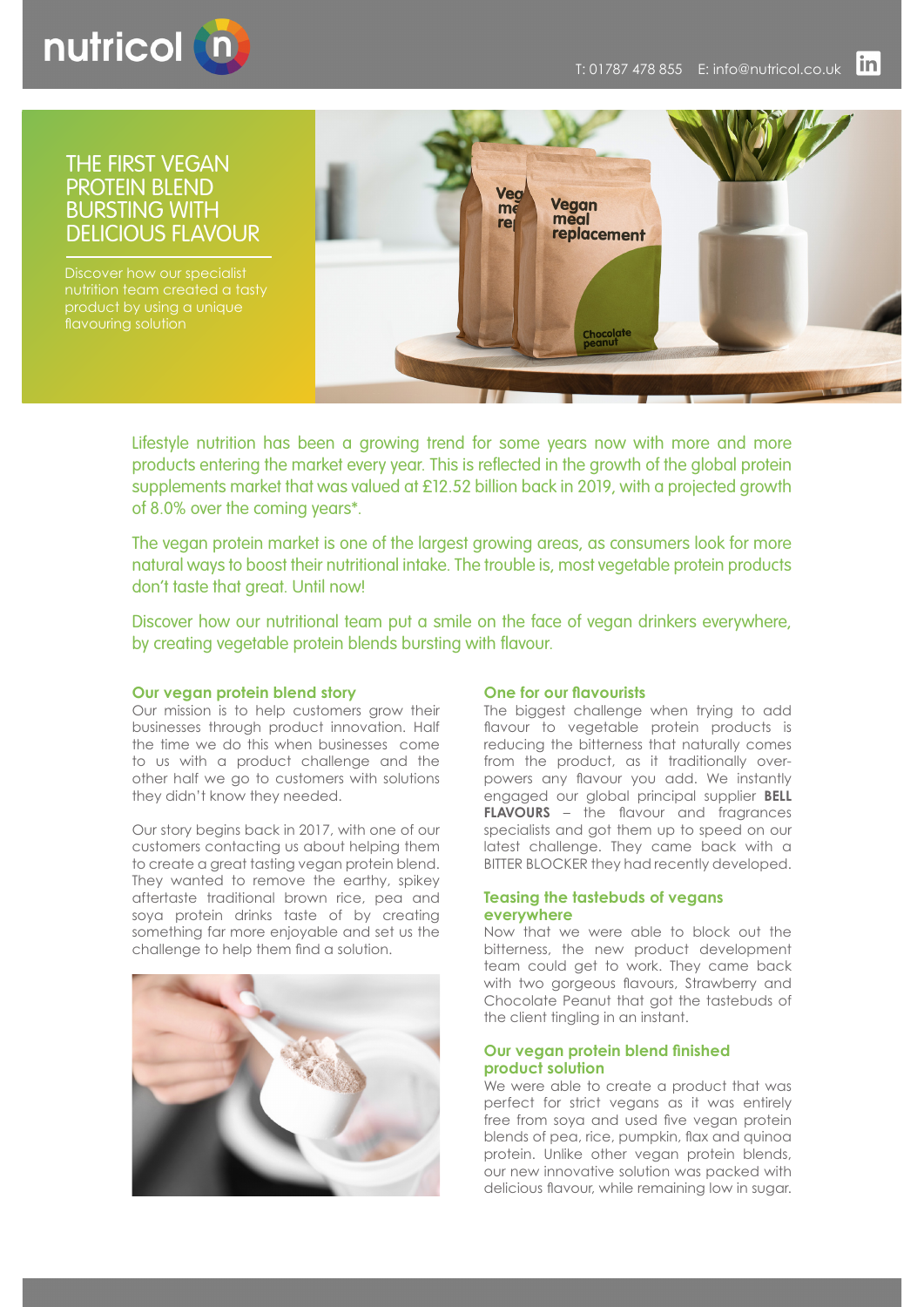nutricol

T: 01787 478 855 E: info@nutricol.co.uk

# THE FIRST VEGAN PROTEIN BLEND BURSTING WITH DELICIOUS FLAVOUR

Discover how our specialist nutrition team created a tasty product by using a unique flavouring solution

Lifestyle nutrition has been a growing trend for some years now with more and more products entering the market every year. This is reflected in the growth of the global protein supplements market that was valued at £12.52 billion back in 2019, with a projected growth of 8.0% over the coming years*.

The vegan protein market is one of the largest growing areas, as consumers look for more natural ways to boost their nutritional intake. The trouble is, most vegetable protein products don't taste that great. Until now!

Discover how our nutritional team put a smile on the face of vegan drinkers everywhere, by creating vegetable protein blends bursting with flavour.

## Our vegan protein blend story

Our mission is to help customers grow their businesses through product innovation. Half the time we do this when businesses come to us with a product challenge and the other half we go to customers with solutions they didn't know they needed.

Our story begins back in 2017, with one of our customers contacting us about helping them to create a great tasting vegan protein blend. They wanted to remove the earthy, spikey aftertaste traditional brown rice, pea and soya protein drinks taste of by creating something far more enjoyable and set us the challenge to help them find a solution.

## One for our flavourists

The biggest challenge when trying to add flavour to vegetable protein products is reducing the bitterness that naturally comes from the product, as it traditionally over-powers any flavour you add. We instantly engaged our global principal supplier **BELL FLAVOURS** – the flavour and fragrances specialists and got them up to speed on our latest challenge. They came back with a BITTER BLOCKER they had recently developed.

## Teasing the tastebuds of vegans everywhere

Now that we were able to block out the bitterness, the new product development team could get to work. They came back with two gorgeous flavours, Strawberry and Chocolate Peanut that got the tastebuds of the client tingling in an instant.

## Our vegan protein blend finished product solution

We were able to create a product that was perfect for strict vegans as it was entirely free from soya and used five vegan protein blends of pea, rice, pumpkin, flax and quinoa protein. Unlike other vegan protein blends, our new innovative solution was packed with delicious flavour, while remaining low in sugar.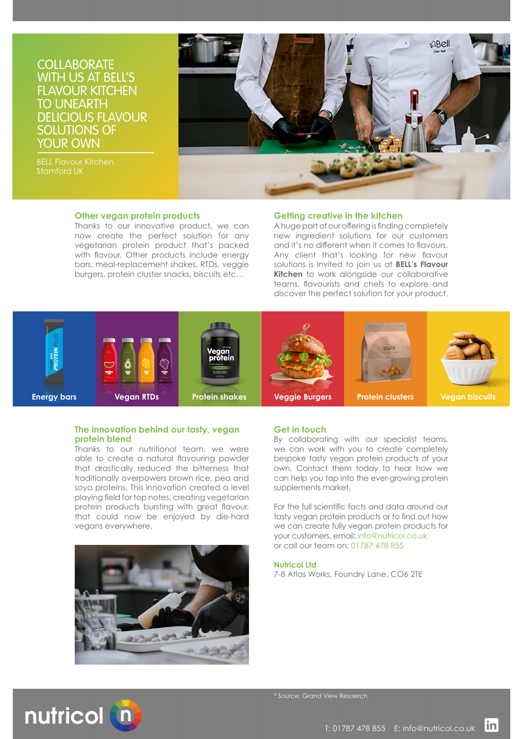# COLLABORATE WITH US AT BELL'S FLAVOUR KITCHEN TO UNEARTH DELICIOUS FLAVOUR SOLUTIONS OF YOUR OWN

BELL Flavour Kitchen.
Stamford UK

## Other vegan protein products

Thanks to our innovative product, we can now create the perfect solution for any vegetarian protein product that's packed with flavour. Other products include energy bars, meal-replacement shakes, RTDs, veggie burgers, protein cluster snacks, biscuits etc…

## Getting creative in the kitchen

A huge part of our offering is finding completely new ingredient solutions for our customers and it's no different when it comes to flavours. Any client that's looking for new flavour solutions is invited to join us at **BELL's Flavour Kitchen** to work alongside our collaborative teams, flavourists and chefs to explore and discover the perfect solution for your product.

Energy bars

Vegan RTDs

Protein shakes

Veggie Burgers

Protein clusters

Vegan biscuits

## The innovation behind our tasty, vegan protein blend

Thanks to our nutritional team, we were able to create a natural flavouring powder that drastically reduced the bitterness that traditionally overpowers brown rice, pea and soya proteins. This innovation created a level playing field for top notes, creating vegetarian protein products bursting with great flavour, that could now be enjoyed by die-hard vegans everywhere.

## Get in touch

By collaborating with our specialist teams, we can work with you to create completely bespoke tasty vegan protein products of your own. Contact them today to hear how we can help you tap into the ever-growing protein supplements market.

For the full scientific facts and data around our tasty vegan protein products or to find out how we can create fully vegan protein products for your customers, email: info@nutricol.co.uk
or call our team on: 01787 478 855

**Nutricol Ltd**
7-8 Atlas Works, Foundry Lane, CO6 2TE

\* Source: Grand View Resaerch

nutricol

T: 01787 478 855 E: info@nutricol.co.uk